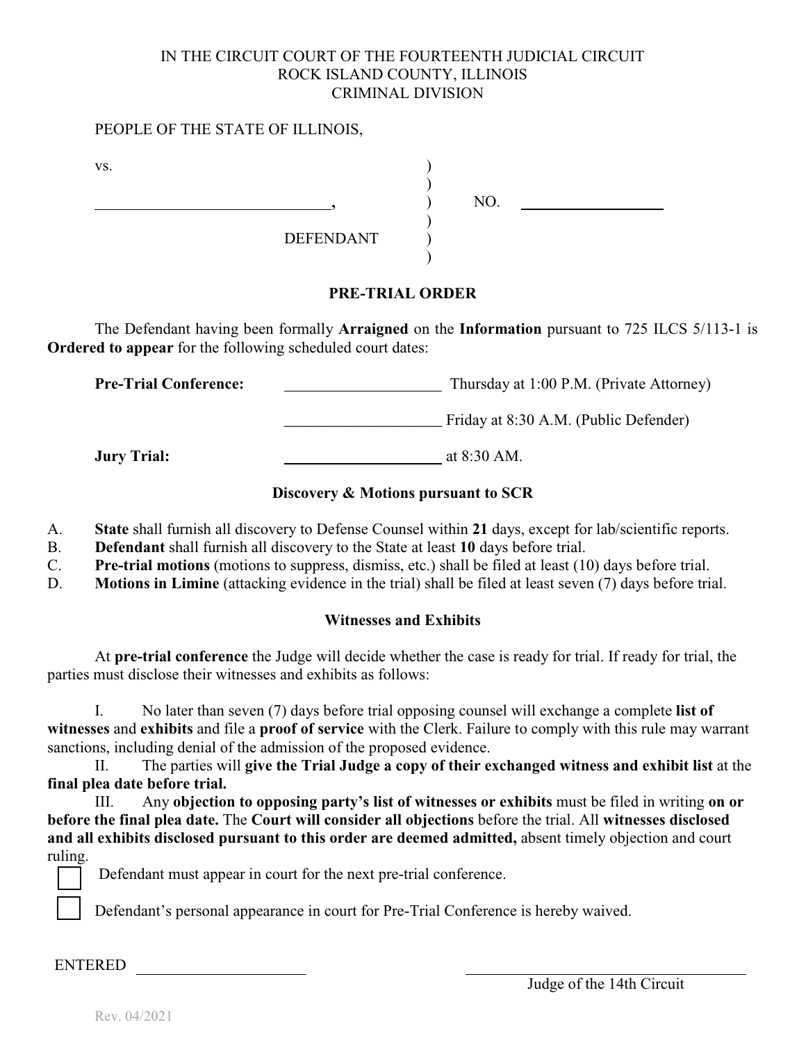IN THE CIRCUIT COURT OF THE FOURTEENTH JUDICIAL CIRCUIT
ROCK ISLAND COUNTY, ILLINOIS
CRIMINAL DIVISION

PEOPLE OF THE STATE OF ILLINOIS,

vs. )
)
______________________________, ) NO. __________________
)
DEFENDANT )
)

**PRE-TRIAL ORDER**

The Defendant having been formally **Arraigned** on the **Information** pursuant to 725 ILCS 5/113-1 is **Ordered to appear** for the following scheduled court dates:

**Pre-Trial Conference:** ____________________ Thursday at 1:00 P.M. (Private Attorney)

____________________ Friday at 8:30 A.M. (Public Defender)

**Jury Trial:** ____________________ at 8:30 AM.

**Discovery & Motions pursuant to SCR**

A. **State** shall furnish all discovery to Defense Counsel within **21** days, except for lab/scientific reports.
B. **Defendant** shall furnish all discovery to the State at least **10** days before trial.
C. **Pre-trial motions** (motions to suppress, dismiss, etc.) shall be filed at least (10) days before trial.
D. **Motions in Limine** (attacking evidence in the trial) shall be filed at least seven (7) days before trial.

**Witnesses and Exhibits**

At **pre-trial conference** the Judge will decide whether the case is ready for trial. If ready for trial, the parties must disclose their witnesses and exhibits as follows:

I. No later than seven (7) days before trial opposing counsel will exchange a complete **list of witnesses** and **exhibits** and file a **proof of service** with the Clerk. Failure to comply with this rule may warrant sanctions, including denial of the admission of the proposed evidence.

II. The parties will **give the Trial Judge a copy of their exchanged witness and exhibit list** at the **final plea date before trial.**

III. Any **objection to opposing party's list of witnesses or exhibits** must be filed in writing **on or before the final plea date.** The **Court will consider all objections** before the trial. All **witnesses disclosed and all exhibits disclosed pursuant to this order are deemed admitted,** absent timely objection and court ruling.

☐ Defendant must appear in court for the next pre-trial conference.

☐ Defendant's personal appearance in court for Pre-Trial Conference is hereby waived.

ENTERED ____________________

______________________________
Judge of the 14th Circuit

Rev. 04/2021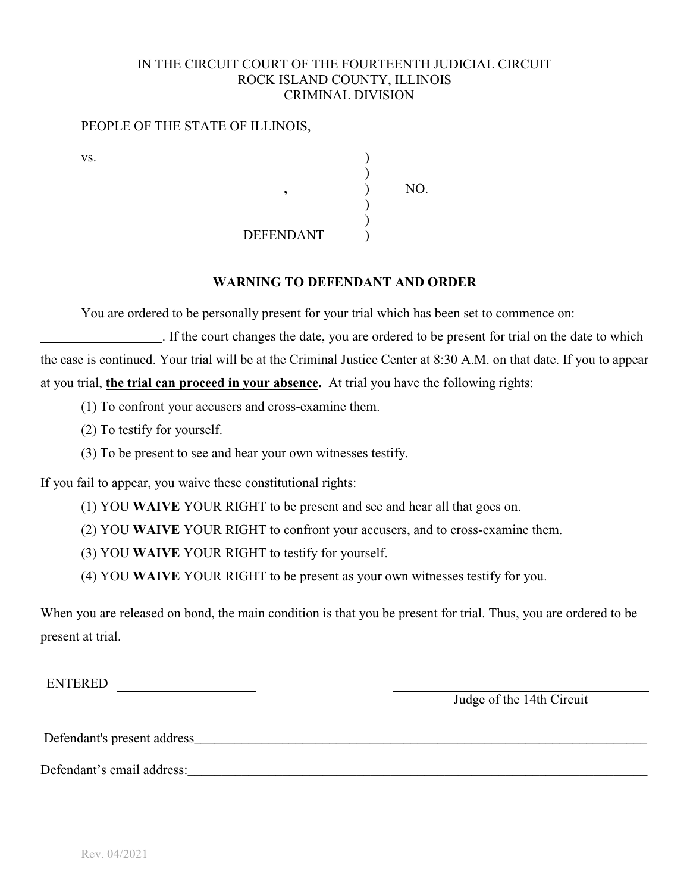IN THE CIRCUIT COURT OF THE FOURTEENTH JUDICIAL CIRCUIT
ROCK ISLAND COUNTY, ILLINOIS
CRIMINAL DIVISION

PEOPLE OF THE STATE OF ILLINOIS,

vs. )
)
______________________________, ) NO. ____________________
)
)
DEFENDANT )

## WARNING TO DEFENDANT AND ORDER

You are ordered to be personally present for your trial which has been set to commence on: __________________. If the court changes the date, you are ordered to be present for trial on the date to which the case is continued. Your trial will be at the Criminal Justice Center at 8:30 A.M. on that date. If you to appear at you trial, **the trial can proceed in your absence.** At trial you have the following rights:

(1) To confront your accusers and cross-examine them.

(2) To testify for yourself.

(3) To be present to see and hear your own witnesses testify.

If you fail to appear, you waive these constitutional rights:

(1) YOU **WAIVE** YOUR RIGHT to be present and see and hear all that goes on.

(2) YOU **WAIVE** YOUR RIGHT to confront your accusers, and to cross-examine them.

(3) YOU **WAIVE** YOUR RIGHT to testify for yourself.

(4) YOU **WAIVE** YOUR RIGHT to be present as your own witnesses testify for you.

When you are released on bond, the main condition is that you be present for trial. Thus, you are ordered to be present at trial.

ENTERED ____________________ ________________________________________
Judge of the 14th Circuit

Defendant's present address__________________________________________________________________________

Defendant's email address:__________________________________________________________________________

Rev. 04/2021